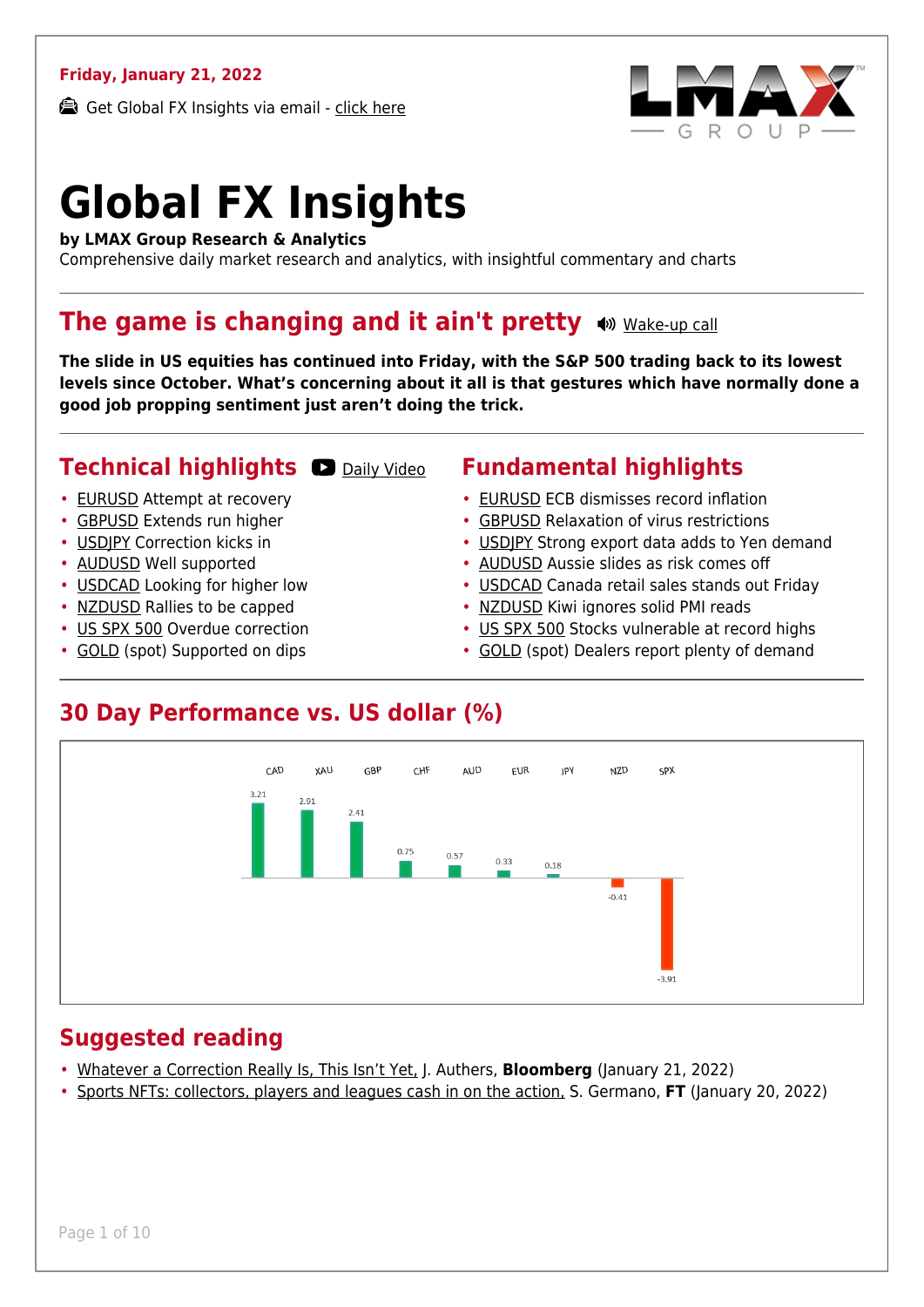**Friday, January 21, 2022**

Get Global FX Insights via email - click here

# Global FX Insights

**by LMAX Group Research & Analytics**
Comprehensive daily market research and analytics, with insightful commentary and charts

## The game is changing and it ain't pretty

Wake-up call

**The slide in US equities has continued into Friday, with the S&P 500 trading back to its lowest levels since October. What's concerning about it all is that gestures which have normally done a good job propping sentiment just aren't doing the trick.**

## Technical highlights

Daily Video

- EURUSD Attempt at recovery
- GBPUSD Extends run higher
- USDJPY Correction kicks in
- AUDUSD Well supported
- USDCAD Looking for higher low
- NZDUSD Rallies to be capped
- US SPX 500 Overdue correction
- GOLD (spot) Supported on dips

## Fundamental highlights

- EURUSD ECB dismisses record inflation
- GBPUSD Relaxation of virus restrictions
- USDJPY Strong export data adds to Yen demand
- AUDUSD Aussie slides as risk comes off
- USDCAD Canada retail sales stands out Friday
- NZDUSD Kiwi ignores solid PMI reads
- US SPX 500 Stocks vulnerable at record highs
- GOLD (spot) Dealers report plenty of demand

## 30 Day Performance vs. US dollar (%)

| CAD | XAU | GBP | CHF | AUD | EUR | JPY | NZD | SPX |
|---|---|---|---|---|---|---|---|---|
| 3.21 | 2.91 | 2.41 | 0.75 | 0.57 | 0.33 | 0.18 | -0.41 | -3.91 |

## Suggested reading

- Whatever a Correction Really Is, This Isn't Yet, J. Authers, **Bloomberg** (January 21, 2022)
- Sports NFTs: collectors, players and leagues cash in on the action, S. Germano, **FT** (January 20, 2022)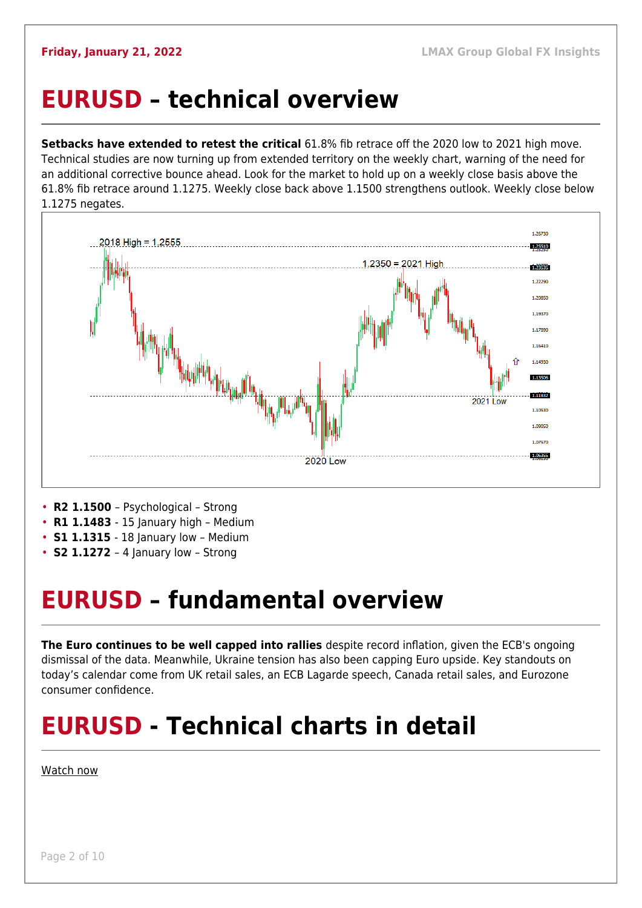# EURUSD – technical overview

**Setbacks have extended to retest the critical** 61.8% fib retrace off the 2020 low to 2021 high move. Technical studies are now turning up from extended territory on the weekly chart, warning of the need for an additional corrective bounce ahead. Look for the market to hold up on a weekly close basis above the 61.8% fib retrace around 1.1275. Weekly close back above 1.1500 strengthens outlook. Weekly close below 1.1275 negates.

- **R2 1.1500** – Psychological – Strong
- **R1 1.1483** - 15 January high – Medium
- **S1 1.1315** - 18 January low – Medium
- **S2 1.1272** – 4 January low – Strong

# EURUSD – fundamental overview

**The Euro continues to be well capped into rallies** despite record inflation, given the ECB's ongoing dismissal of the data. Meanwhile, Ukraine tension has also been capping Euro upside. Key standouts on today's calendar come from UK retail sales, an ECB Lagarde speech, Canada retail sales, and Eurozone consumer confidence.

# EURUSD - Technical charts in detail

Watch now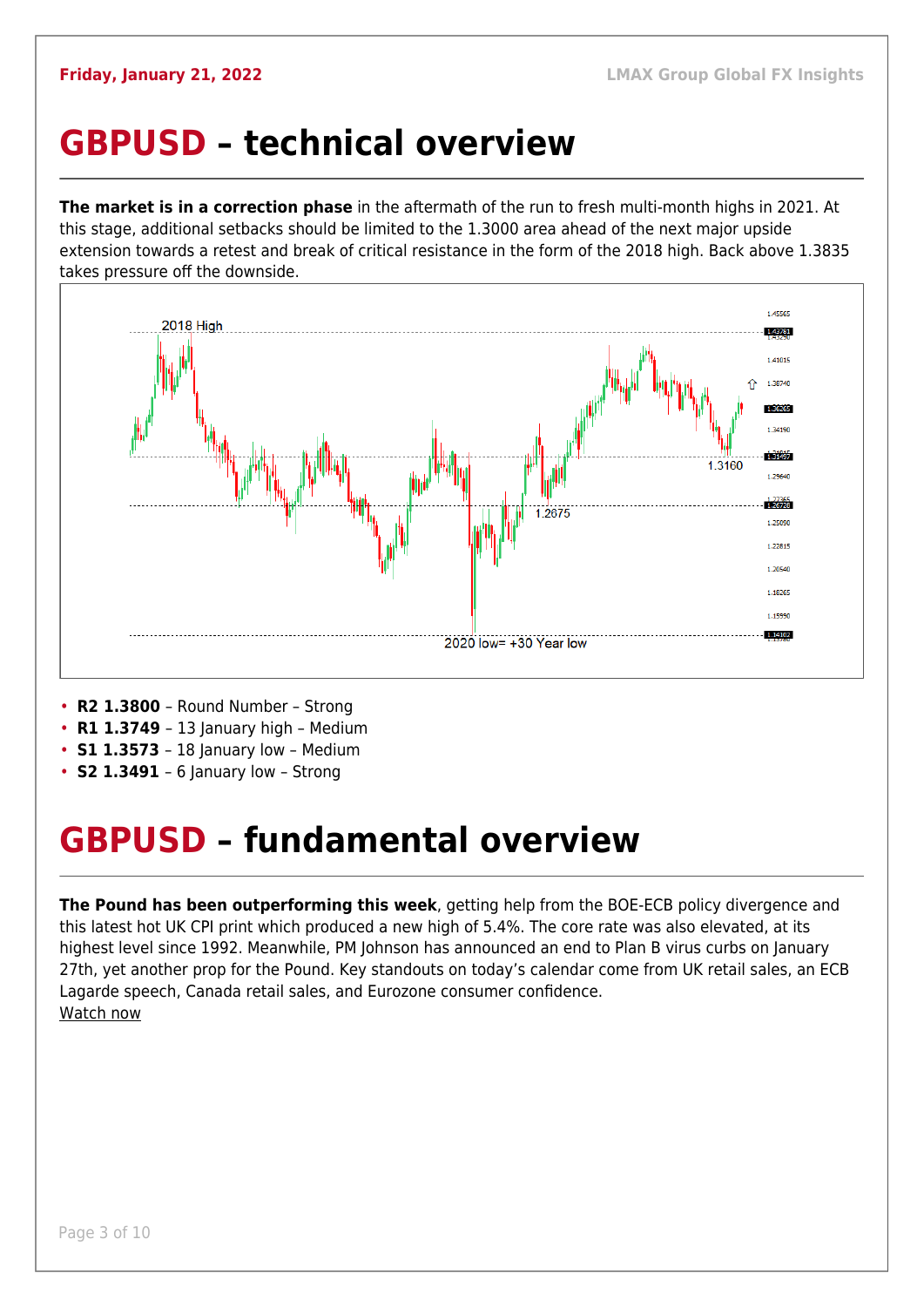# GBPUSD – technical overview

**The market is in a correction phase** in the aftermath of the run to fresh multi-month highs in 2021. At this stage, additional setbacks should be limited to the 1.3000 area ahead of the next major upside extension towards a retest and break of critical resistance in the form of the 2018 high. Back above 1.3835 takes pressure off the downside.

- **R2 1.3800** – Round Number – Strong
- **R1 1.3749** – 13 January high – Medium
- **S1 1.3573** – 18 January low – Medium
- **S2 1.3491** – 6 January low – Strong

# GBPUSD – fundamental overview

**The Pound has been outperforming this week**, getting help from the BOE-ECB policy divergence and this latest hot UK CPI print which produced a new high of 5.4%. The core rate was also elevated, at its highest level since 1992. Meanwhile, PM Johnson has announced an end to Plan B virus curbs on January 27th, yet another prop for the Pound. Key standouts on today's calendar come from UK retail sales, an ECB Lagarde speech, Canada retail sales, and Eurozone consumer confidence.

Watch now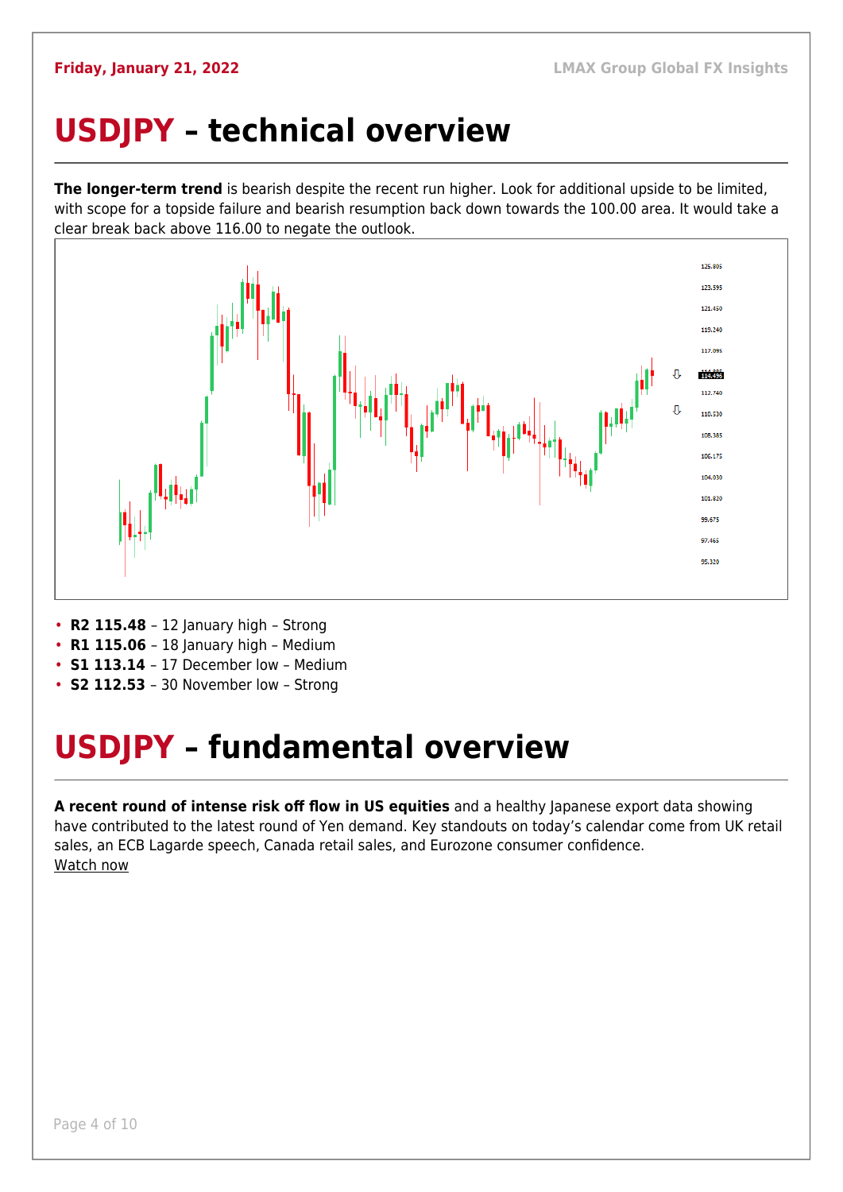# USDJPY – technical overview

**The longer-term trend** is bearish despite the recent run higher. Look for additional upside to be limited, with scope for a topside failure and bearish resumption back down towards the 100.00 area. It would take a clear break back above 116.00 to negate the outlook.

- **R2 115.48** – 12 January high – Strong
- **R1 115.06** – 18 January high – Medium
- **S1 113.14** – 17 December low – Medium
- **S2 112.53** – 30 November low – Strong

# USDJPY – fundamental overview

**A recent round of intense risk off flow in US equities** and a healthy Japanese export data showing have contributed to the latest round of Yen demand. Key standouts on today's calendar come from UK retail sales, an ECB Lagarde speech, Canada retail sales, and Eurozone consumer confidence.
Watch now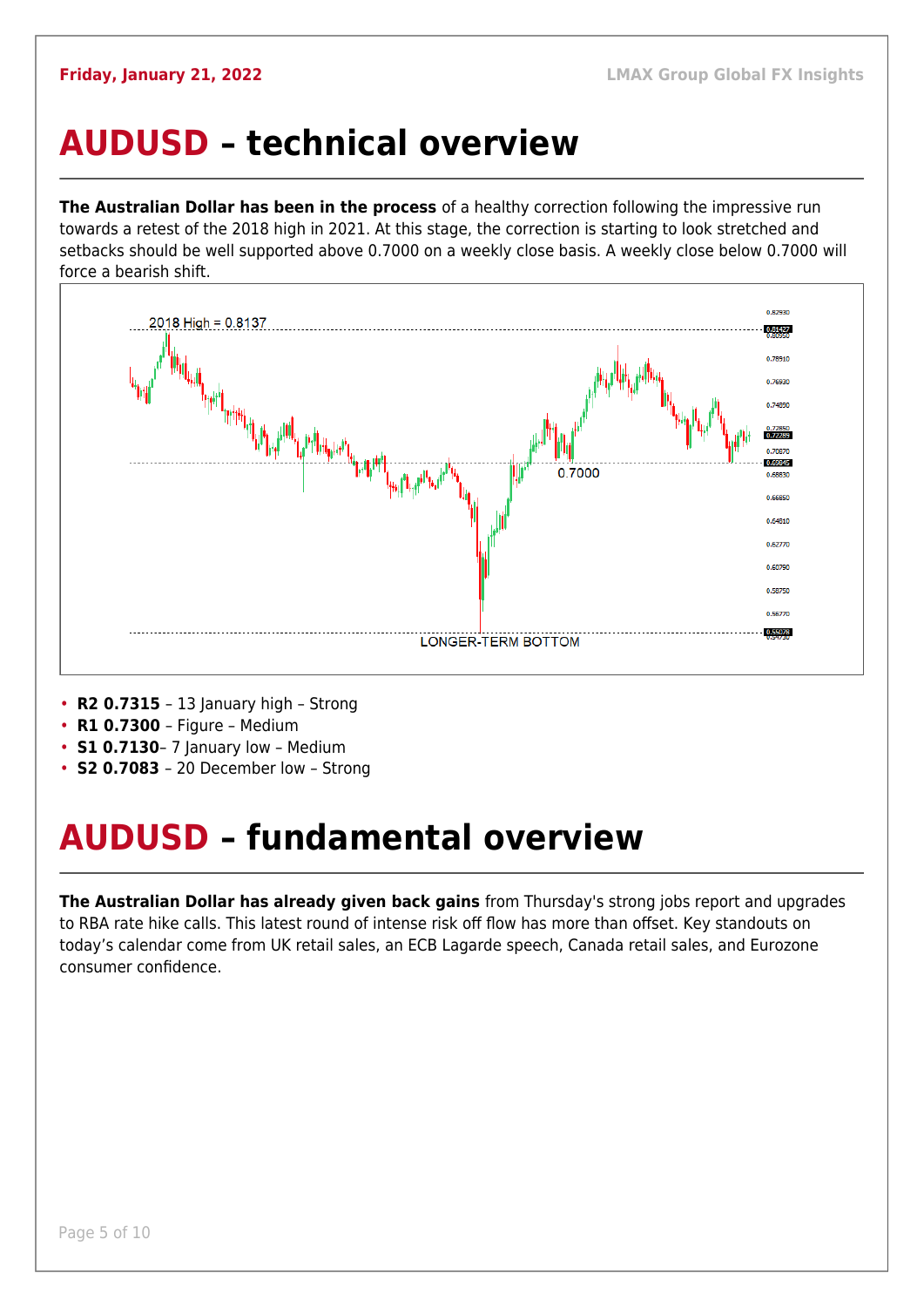# AUDUSD – technical overview

**The Australian Dollar has been in the process** of a healthy correction following the impressive run towards a retest of the 2018 high in 2021. At this stage, the correction is starting to look stretched and setbacks should be well supported above 0.7000 on a weekly close basis. A weekly close below 0.7000 will force a bearish shift.

- **R2 0.7315** – 13 January high – Strong
- **R1 0.7300** – Figure – Medium
- **S1 0.7130**– 7 January low – Medium
- **S2 0.7083** – 20 December low – Strong

# AUDUSD – fundamental overview

**The Australian Dollar has already given back gains** from Thursday's strong jobs report and upgrades to RBA rate hike calls. This latest round of intense risk off flow has more than offset. Key standouts on today's calendar come from UK retail sales, an ECB Lagarde speech, Canada retail sales, and Eurozone consumer confidence.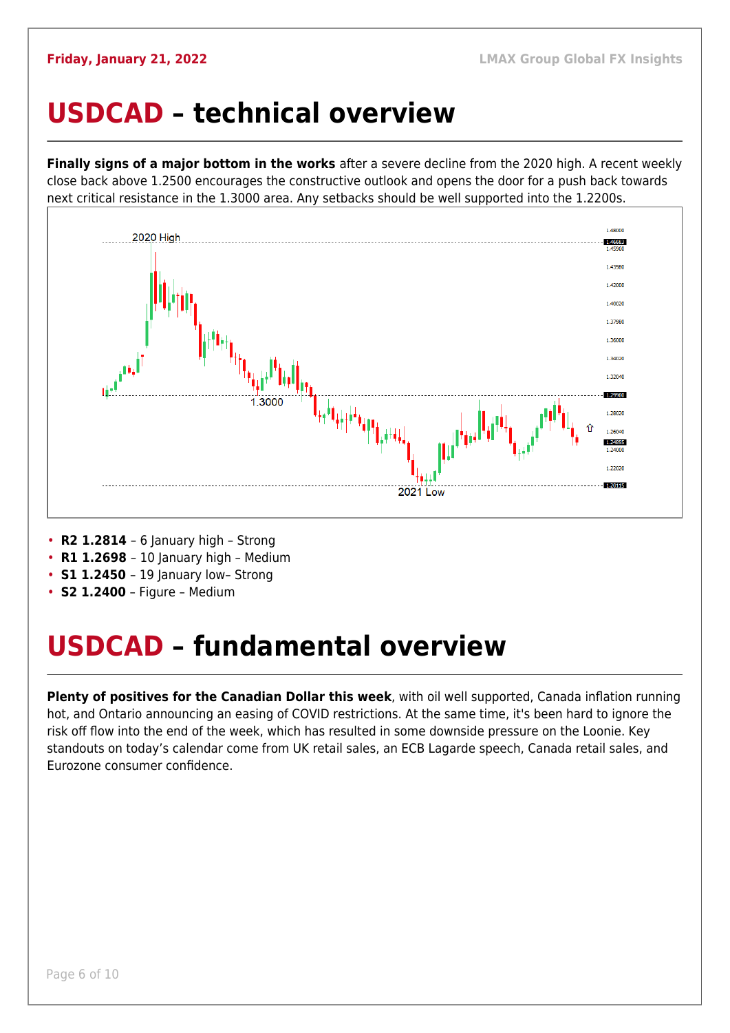# USDCAD – technical overview

**Finally signs of a major bottom in the works** after a severe decline from the 2020 high. A recent weekly close back above 1.2500 encourages the constructive outlook and opens the door for a push back towards next critical resistance in the 1.3000 area. Any setbacks should be well supported into the 1.2200s.

- **R2 1.2814** – 6 January high – Strong
- **R1 1.2698** – 10 January high – Medium
- **S1 1.2450** – 19 January low– Strong
- **S2 1.2400** – Figure – Medium

# USDCAD – fundamental overview

**Plenty of positives for the Canadian Dollar this week**, with oil well supported, Canada inflation running hot, and Ontario announcing an easing of COVID restrictions. At the same time, it's been hard to ignore the risk off flow into the end of the week, which has resulted in some downside pressure on the Loonie. Key standouts on today's calendar come from UK retail sales, an ECB Lagarde speech, Canada retail sales, and Eurozone consumer confidence.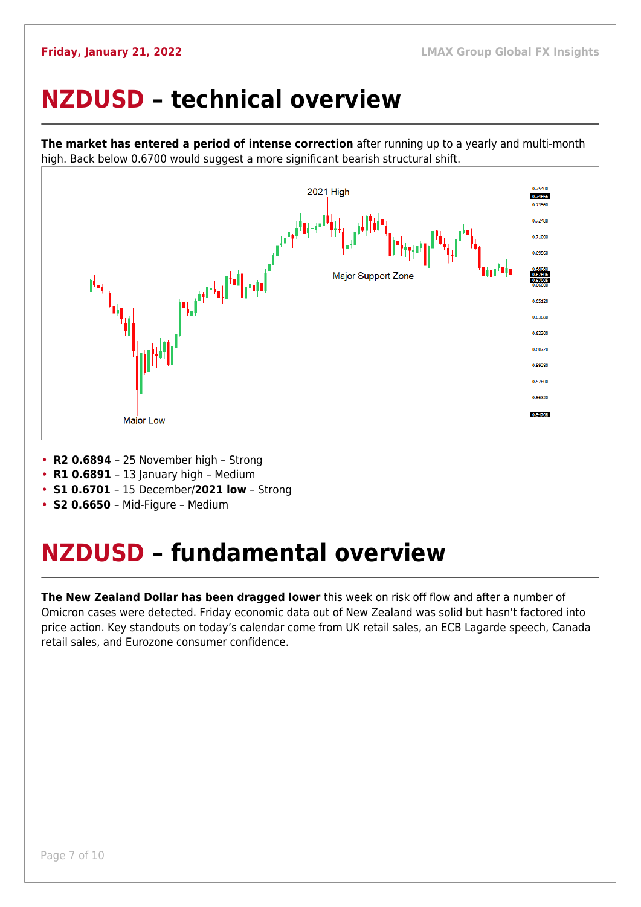# NZDUSD – technical overview

**The market has entered a period of intense correction** after running up to a yearly and multi-month high. Back below 0.6700 would suggest a more significant bearish structural shift.

- **R2 0.6894** – 25 November high – Strong
- **R1 0.6891** – 13 January high – Medium
- **S1 0.6701** – 15 December/**2021 low** – Strong
- **S2 0.6650** – Mid-Figure – Medium

# NZDUSD – fundamental overview

**The New Zealand Dollar has been dragged lower** this week on risk off flow and after a number of Omicron cases were detected. Friday economic data out of New Zealand was solid but hasn't factored into price action. Key standouts on today's calendar come from UK retail sales, an ECB Lagarde speech, Canada retail sales, and Eurozone consumer confidence.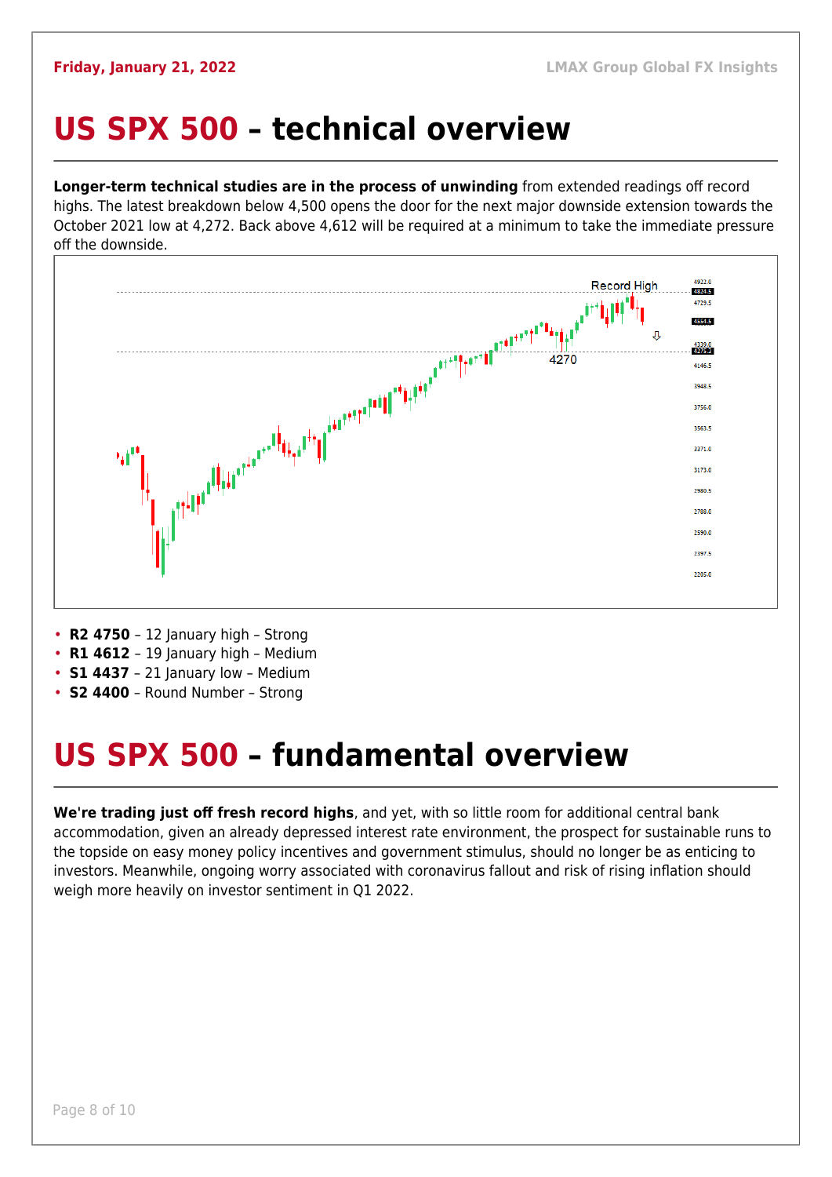# US SPX 500 – technical overview

**Longer-term technical studies are in the process of unwinding** from extended readings off record highs. The latest breakdown below 4,500 opens the door for the next major downside extension towards the October 2021 low at 4,272. Back above 4,612 will be required at a minimum to take the immediate pressure off the downside.

- **R2 4750** – 12 January high – Strong
- **R1 4612** – 19 January high – Medium
- **S1 4437** – 21 January low – Medium
- **S2 4400** – Round Number – Strong

# US SPX 500 – fundamental overview

**We're trading just off fresh record highs**, and yet, with so little room for additional central bank accommodation, given an already depressed interest rate environment, the prospect for sustainable runs to the topside on easy money policy incentives and government stimulus, should no longer be as enticing to investors. Meanwhile, ongoing worry associated with coronavirus fallout and risk of rising inflation should weigh more heavily on investor sentiment in Q1 2022.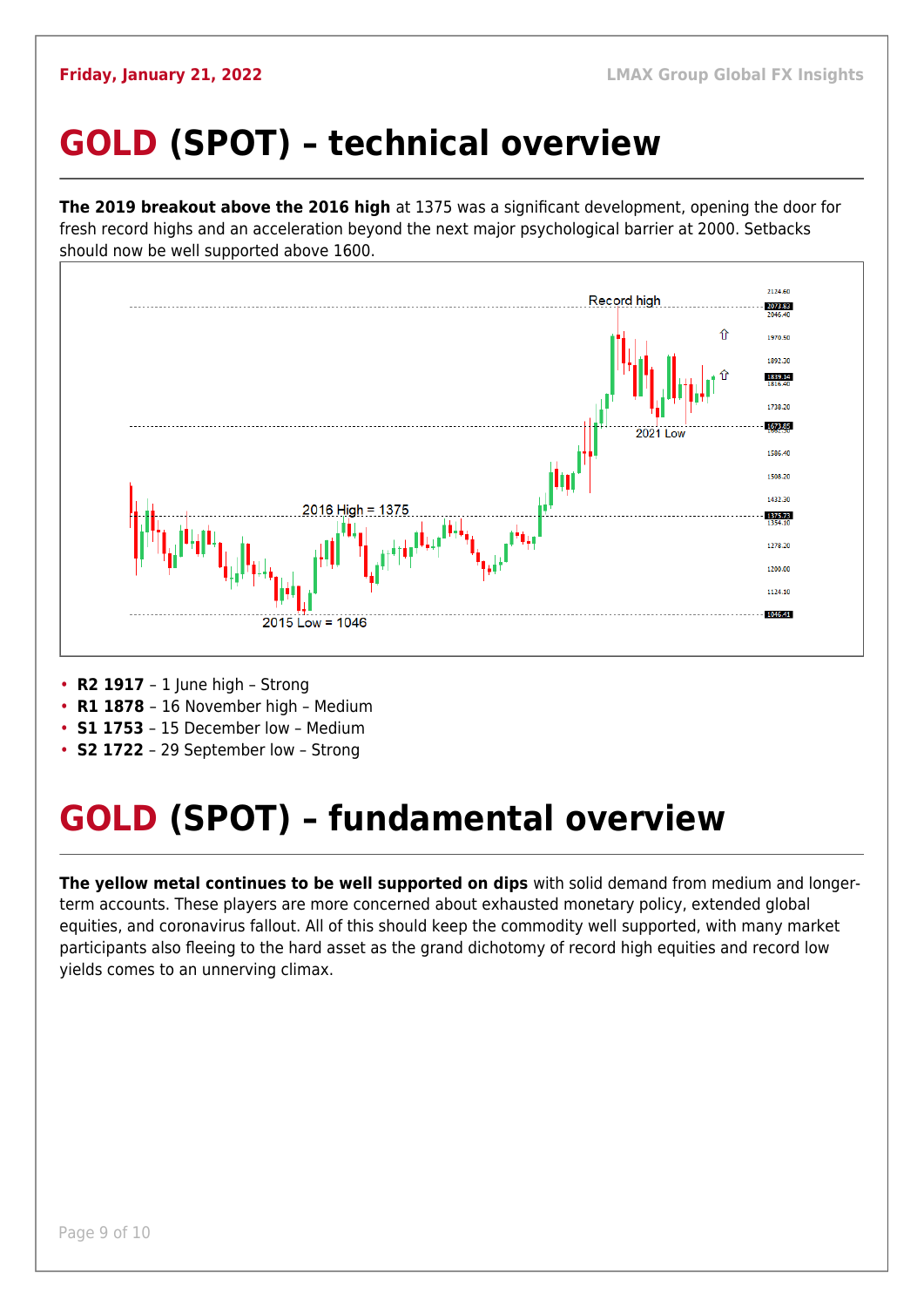# GOLD (SPOT) – technical overview

**The 2019 breakout above the 2016 high** at 1375 was a significant development, opening the door for fresh record highs and an acceleration beyond the next major psychological barrier at 2000. Setbacks should now be well supported above 1600.

- **R2 1917** – 1 June high – Strong
- **R1 1878** – 16 November high – Medium
- **S1 1753** – 15 December low – Medium
- **S2 1722** – 29 September low – Strong

# GOLD (SPOT) – fundamental overview

**The yellow metal continues to be well supported on dips** with solid demand from medium and longer-term accounts. These players are more concerned about exhausted monetary policy, extended global equities, and coronavirus fallout. All of this should keep the commodity well supported, with many market participants also fleeing to the hard asset as the grand dichotomy of record high equities and record low yields comes to an unnerving climax.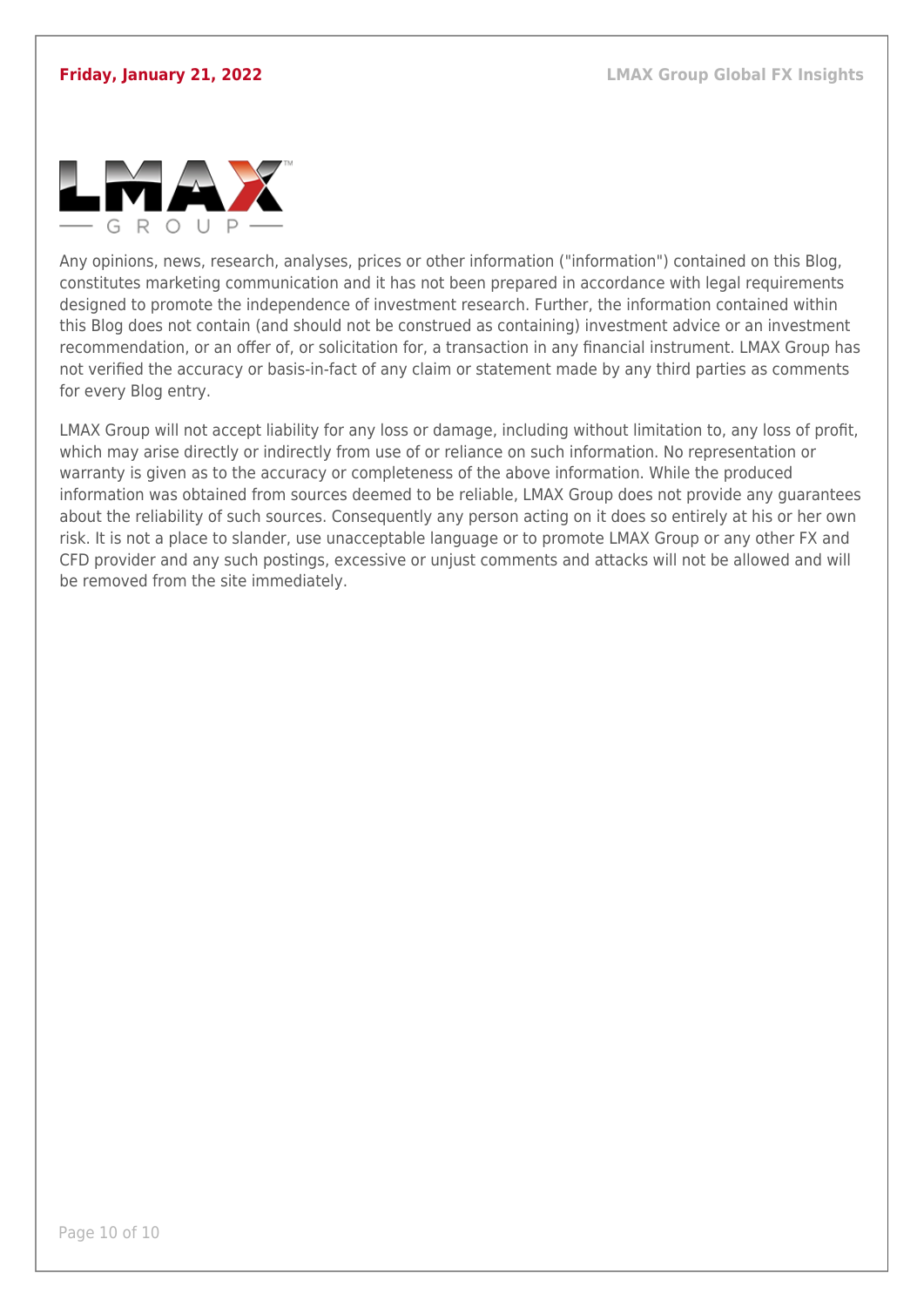Any opinions, news, research, analyses, prices or other information ("information") contained on this Blog, constitutes marketing communication and it has not been prepared in accordance with legal requirements designed to promote the independence of investment research. Further, the information contained within this Blog does not contain (and should not be construed as containing) investment advice or an investment recommendation, or an offer of, or solicitation for, a transaction in any financial instrument. LMAX Group has not verified the accuracy or basis-in-fact of any claim or statement made by any third parties as comments for every Blog entry.

LMAX Group will not accept liability for any loss or damage, including without limitation to, any loss of profit, which may arise directly or indirectly from use of or reliance on such information. No representation or warranty is given as to the accuracy or completeness of the above information. While the produced information was obtained from sources deemed to be reliable, LMAX Group does not provide any guarantees about the reliability of such sources. Consequently any person acting on it does so entirely at his or her own risk. It is not a place to slander, use unacceptable language or to promote LMAX Group or any other FX and CFD provider and any such postings, excessive or unjust comments and attacks will not be allowed and will be removed from the site immediately.